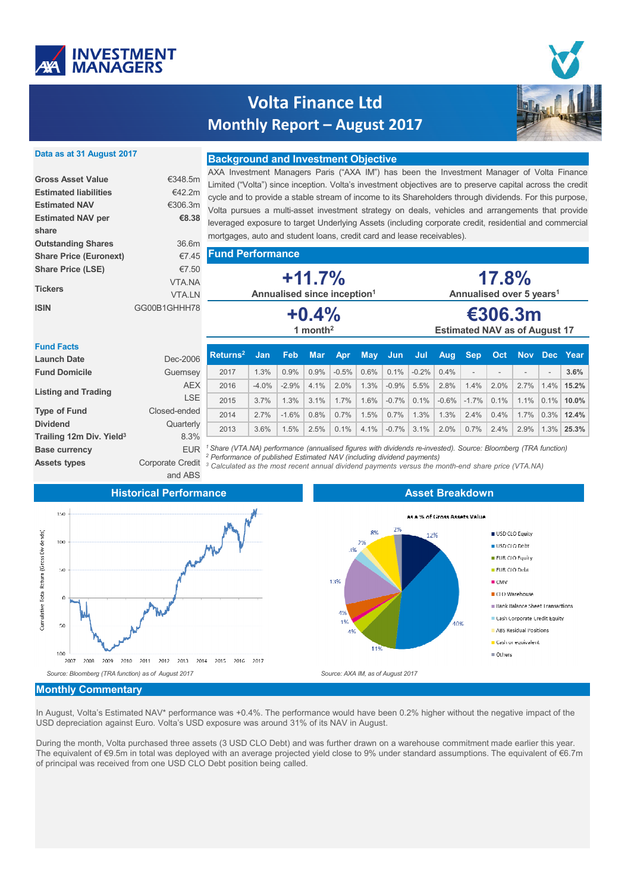# Volta Finance Ltd

## Monthly Report – August 2017

**Data as at 31 August 2017**

| | |
|---|---|
| **Gross Asset Value** | €348.5m |
| **Estimated liabilities** | €42.2m |
| **Estimated NAV** | €306.3m |
| **Estimated NAV per share** | **€8.38** |
| **Outstanding Shares** | 36.6m |
| **Share Price (Euronext)** | €7.45 |
| **Share Price (LSE)** | €7.50 |
| **Tickers** | VTA.NA VTA.LN |
| **ISIN** | GG00B1GHHH78 |

**Fund Facts**

| | |
|---|---|
| **Launch Date** | Dec-2006 |
| **Fund Domicile** | Guernsey |
| **Listing and Trading** | AEX LSE |
| **Type of Fund** | Closed-ended |
| **Dividend** | Quarterly |
| **Trailing 12m Div. Yield[3]** | 8.3% |
| **Base currency** | EUR |
| **Assets types** | Corporate Credit and ABS |

## Background and Investment Objective

AXA Investment Managers Paris ("AXA IM") has been the Investment Manager of Volta Finance Limited ("Volta") since inception. Volta's investment objectives are to preserve capital across the credit cycle and to provide a stable stream of income to its Shareholders through dividends. For this purpose, Volta pursues a multi-asset investment strategy on deals, vehicles and arrangements that provide leveraged exposure to target Underlying Assets (including corporate credit, residential and commercial mortgages, auto and student loans, credit card and lease receivables).

## Fund Performance

| **+11.7%** | **17.8%** |
|---|---|
| Annualised since inception[1] | Annualised over 5 years[1] |
| **+0.4%** | **€306.3m** |
| 1 month[2] | Estimated NAV as of August 17 |

| Returns[2] | Jan | Feb | Mar | Apr | May | Jun | Jul | Aug | Sep | Oct | Nov | Dec | Year |
|---|---|---|---|---|---|---|---|---|---|---|---|---|---|
| 2017 | 1.3% | 0.9% | 0.9% | -0.5% | 0.6% | 0.1% | -0.2% | 0.4% | - | - | - | - | **3.6%** |
| 2016 | -4.0% | -2.9% | 4.1% | 2.0% | 1.3% | -0.9% | 5.5% | 2.8% | 1.4% | 2.0% | 2.7% | 1.4% | **15.2%** |
| 2015 | 3.7% | 1.3% | 3.1% | 1.7% | 1.6% | -0.7% | 0.1% | -0.6% | -1.7% | 0.1% | 1.1% | 0.1% | **10.0%** |
| 2014 | 2.7% | -1.6% | 0.8% | 0.7% | 1.5% | 0.7% | 1.3% | 1.3% | 2.4% | 0.4% | 1.7% | 0.3% | **12.4%** |
| 2013 | 3.6% | 1.5% | 2.5% | 0.1% | 4.1% | -0.7% | 3.1% | 2.0% | 0.7% | 2.4% | 2.9% | 1.3% | **25.3%** |

*[1] Share (VTA.NA) performance (annualised figures with dividends re-invested). Source: Bloomberg (TRA function)*
*[2] Performance of published Estimated NAV (including dividend payments)*
*[3] Calculated as the most recent annual dividend payments versus the month-end share price (VTA.NA)*

## Historical Performance

Source: Bloomberg (TRA function) as of August 2017

## Asset Breakdown

Source: AXA IM, as of August 2017

## Monthly Commentary

In August, Volta's Estimated NAV* performance was +0.4%. The performance would have been 0.2% higher without the negative impact of the USD depreciation against Euro. Volta's USD exposure was around 31% of its NAV in August.

During the month, Volta purchased three assets (3 USD CLO Debt) and was further drawn on a warehouse commitment made earlier this year. The equivalent of €9.5m in total was deployed with an average projected yield close to 9% under standard assumptions. The equivalent of €6.7m of principal was received from one USD CLO Debt position being called.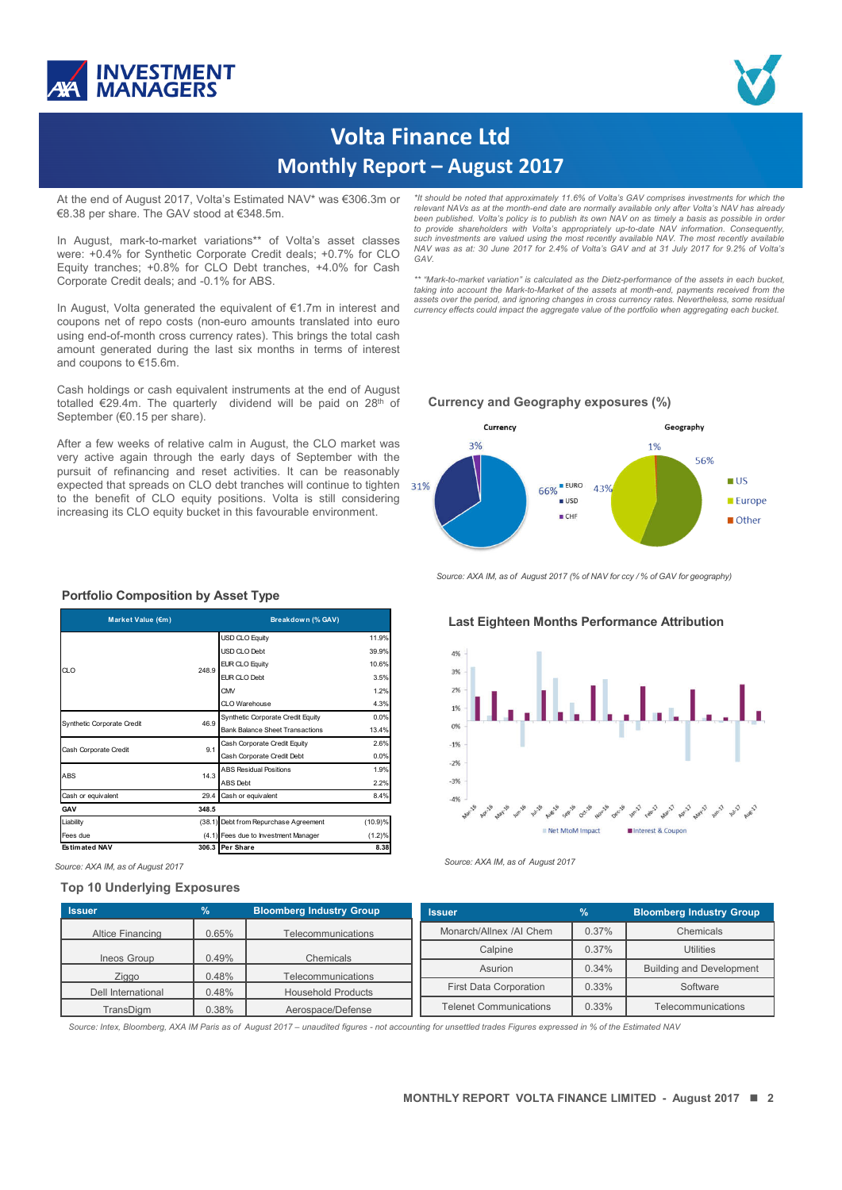# Volta Finance Ltd

## Monthly Report – August 2017

At the end of August 2017, Volta's Estimated NAV* was €306.3m or €8.38 per share. The GAV stood at €348.5m.

In August, mark-to-market variations** of Volta's asset classes were: +0.4% for Synthetic Corporate Credit deals; +0.7% for CLO Equity tranches; +0.8% for CLO Debt tranches, +4.0% for Cash Corporate Credit deals; and -0.1% for ABS.

In August, Volta generated the equivalent of €1.7m in interest and coupons net of repo costs (non-euro amounts translated into euro using end-of-month cross currency rates). This brings the total cash amount generated during the last six months in terms of interest and coupons to €15.6m.

Cash holdings or cash equivalent instruments at the end of August totalled €29.4m. The quarterly dividend will be paid on 28th of September (€0.15 per share).

After a few weeks of relative calm in August, the CLO market was very active again through the early days of September with the pursuit of refinancing and reset activities. It can be reasonably expected that spreads on CLO debt tranches will continue to tighten to the benefit of CLO equity positions. Volta is still considering increasing its CLO equity bucket in this favourable environment.

*\*It should be noted that approximately 11.6% of Volta's GAV comprises investments for which the relevant NAVs as at the month-end date are normally available only after Volta's NAV has already been published. Volta's policy is to publish its own NAV on as timely a basis as possible in order to provide shareholders with Volta's appropriately up-to-date NAV information. Consequently, such investments are valued using the most recently available NAV. The most recently available NAV was as at: 30 June 2017 for 2.4% of Volta's GAV and at 31 July 2017 for 9.2% of Volta's GAV.*

*\*\* "Mark-to-market variation" is calculated as the Dietz-performance of the assets in each bucket, taking into account the Mark-to-Market of the assets at month-end, payments received from the assets over the period, and ignoring changes in cross currency rates. Nevertheless, some residual currency effects could impact the aggregate value of the portfolio when aggregating each bucket.*

### Currency and Geography exposures (%)

Currency: EURO 31%, USD 66%, CHF 3%

Geography: US 56%, Europe 43%, Other 1%

*Source: AXA IM, as of August 2017 (% of NAV for ccy / % of GAV for geography)*

### Portfolio Composition by Asset Type

| Market Value (€m) | | Breakdown (% GAV) | |
|---|---|---|---|
| CLO | 248.9 | USD CLO Equity | 11.9% |
| | | USD CLO Debt | 39.9% |
| | | EUR CLO Equity | 10.6% |
| | | EUR CLO Debt | 3.5% |
| | | CMV | 1.2% |
| | | CLO Warehouse | 4.3% |
| Synthetic Corporate Credit | 46.9 | Synthetic Corporate Credit Equity | 0.0% |
| | | Bank Balance Sheet Transactions | 13.4% |
| Cash Corporate Credit | 9.1 | Cash Corporate Credit Equity | 2.6% |
| | | Cash Corporate Credit Debt | 0.0% |
| ABS | 14.3 | ABS Residual Positions | 1.9% |
| | | ABS Debt | 2.2% |
| Cash or equivalent | 29.4 | Cash or equivalent | 8.4% |
| **GAV** | **348.5** | | |
| Liability | (38.1) | Debt from Repurchase Agreement | (10.9)% |
| Fees due | (4.1) | Fees due to Investment Manager | (1.2)% |
| **Estimated NAV** | **306.3** | **Per Share** | **8.38** |

*Source: AXA IM, as of August 2017*

### Last Eighteen Months Performance Attribution

Series: Net MtoM Impact; Interest & Coupon. Months: Mar-16 to Aug-17.

*Source: AXA IM, as of August 2017*

### Top 10 Underlying Exposures

| Issuer | % | Bloomberg Industry Group |
|---|---|---|
| Altice Financing | 0.65% | Telecommunications |
| Ineos Group | 0.49% | Chemicals |
| Ziggo | 0.48% | Telecommunications |
| Dell International | 0.48% | Household Products |
| TransDigm | 0.38% | Aerospace/Defense |
| Monarch/Allnex /Al Chem | 0.37% | Chemicals |
| Calpine | 0.37% | Utilities |
| Asurion | 0.34% | Building and Development |
| First Data Corporation | 0.33% | Software |
| Telenet Communications | 0.33% | Telecommunications |

*Source: Intex, Bloomberg, AXA IM Paris as of August 2017 – unaudited figures - not accounting for unsettled trades Figures expressed in % of the Estimated NAV*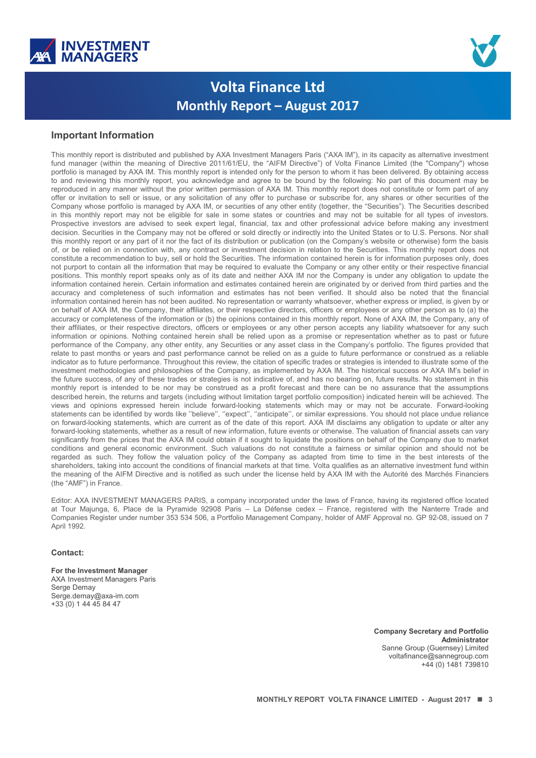# Volta Finance Ltd

## Monthly Report – August 2017

### Important Information

This monthly report is distributed and published by AXA Investment Managers Paris ("AXA IM"), in its capacity as alternative investment fund manager (within the meaning of Directive 2011/61/EU, the "AIFM Directive") of Volta Finance Limited (the "Company") whose portfolio is managed by AXA IM. This monthly report is intended only for the person to whom it has been delivered. By obtaining access to and reviewing this monthly report, you acknowledge and agree to be bound by the following: No part of this document may be reproduced in any manner without the prior written permission of AXA IM. This monthly report does not constitute or form part of any offer or invitation to sell or issue, or any solicitation of any offer to purchase or subscribe for, any shares or other securities of the Company whose portfolio is managed by AXA IM, or securities of any other entity (together, the "Securities"). The Securities described in this monthly report may not be eligible for sale in some states or countries and may not be suitable for all types of investors. Prospective investors are advised to seek expert legal, financial, tax and other professional advice before making any investment decision. Securities in the Company may not be offered or sold directly or indirectly into the United States or to U.S. Persons. Nor shall this monthly report or any part of it nor the fact of its distribution or publication (on the Company's website or otherwise) form the basis of, or be relied on in connection with, any contract or investment decision in relation to the Securities. This monthly report does not constitute a recommendation to buy, sell or hold the Securities. The information contained herein is for information purposes only, does not purport to contain all the information that may be required to evaluate the Company or any other entity or their respective financial positions. This monthly report speaks only as of its date and neither AXA IM nor the Company is under any obligation to update the information contained herein. Certain information and estimates contained herein are originated by or derived from third parties and the accuracy and completeness of such information and estimates has not been verified. It should also be noted that the financial information contained herein has not been audited. No representation or warranty whatsoever, whether express or implied, is given by or on behalf of AXA IM, the Company, their affiliates, or their respective directors, officers or employees or any other person as to (a) the accuracy or completeness of the information or (b) the opinions contained in this monthly report. None of AXA IM, the Company, any of their affiliates, or their respective directors, officers or employees or any other person accepts any liability whatsoever for any such information or opinions. Nothing contained herein shall be relied upon as a promise or representation whether as to past or future performance of the Company, any other entity, any Securities or any asset class in the Company's portfolio. The figures provided that relate to past months or years and past performance cannot be relied on as a guide to future performance or construed as a reliable indicator as to future performance. Throughout this review, the citation of specific trades or strategies is intended to illustrate some of the investment methodologies and philosophies of the Company, as implemented by AXA IM. The historical success or AXA IM's belief in the future success, of any of these trades or strategies is not indicative of, and has no bearing on, future results. No statement in this monthly report is intended to be nor may be construed as a profit forecast and there can be no assurance that the assumptions described herein, the returns and targets (including without limitation target portfolio composition) indicated herein will be achieved. The views and opinions expressed herein include forward-looking statements which may or may not be accurate. Forward-looking statements can be identified by words like ''believe'', ''expect'', ''anticipate'', or similar expressions. You should not place undue reliance on forward-looking statements, which are current as of the date of this report. AXA IM disclaims any obligation to update or alter any forward-looking statements, whether as a result of new information, future events or otherwise. The valuation of financial assets can vary significantly from the prices that the AXA IM could obtain if it sought to liquidate the positions on behalf of the Company due to market conditions and general economic environment. Such valuations do not constitute a fairness or similar opinion and should not be regarded as such. They follow the valuation policy of the Company as adapted from time to time in the best interests of the shareholders, taking into account the conditions of financial markets at that time. Volta qualifies as an alternative investment fund within the meaning of the AIFM Directive and is notified as such under the license held by AXA IM with the Autorité des Marchés Financiers (the "AMF") in France.

Editor: AXA INVESTMENT MANAGERS PARIS, a company incorporated under the laws of France, having its registered office located at Tour Majunga, 6, Place de la Pyramide 92908 Paris – La Défense cedex – France, registered with the Nanterre Trade and Companies Register under number 353 534 506, a Portfolio Management Company, holder of AMF Approval no. GP 92-08, issued on 7 April 1992.

**Contact:**

**For the Investment Manager**
AXA Investment Managers Paris
Serge Demay
Serge.demay@axa-im.com
+33 (0) 1 44 45 84 47

**Company Secretary and Portfolio Administrator**
Sanne Group (Guernsey) Limited
voltafinance@sannegroup.com
+44 (0) 1481 739810